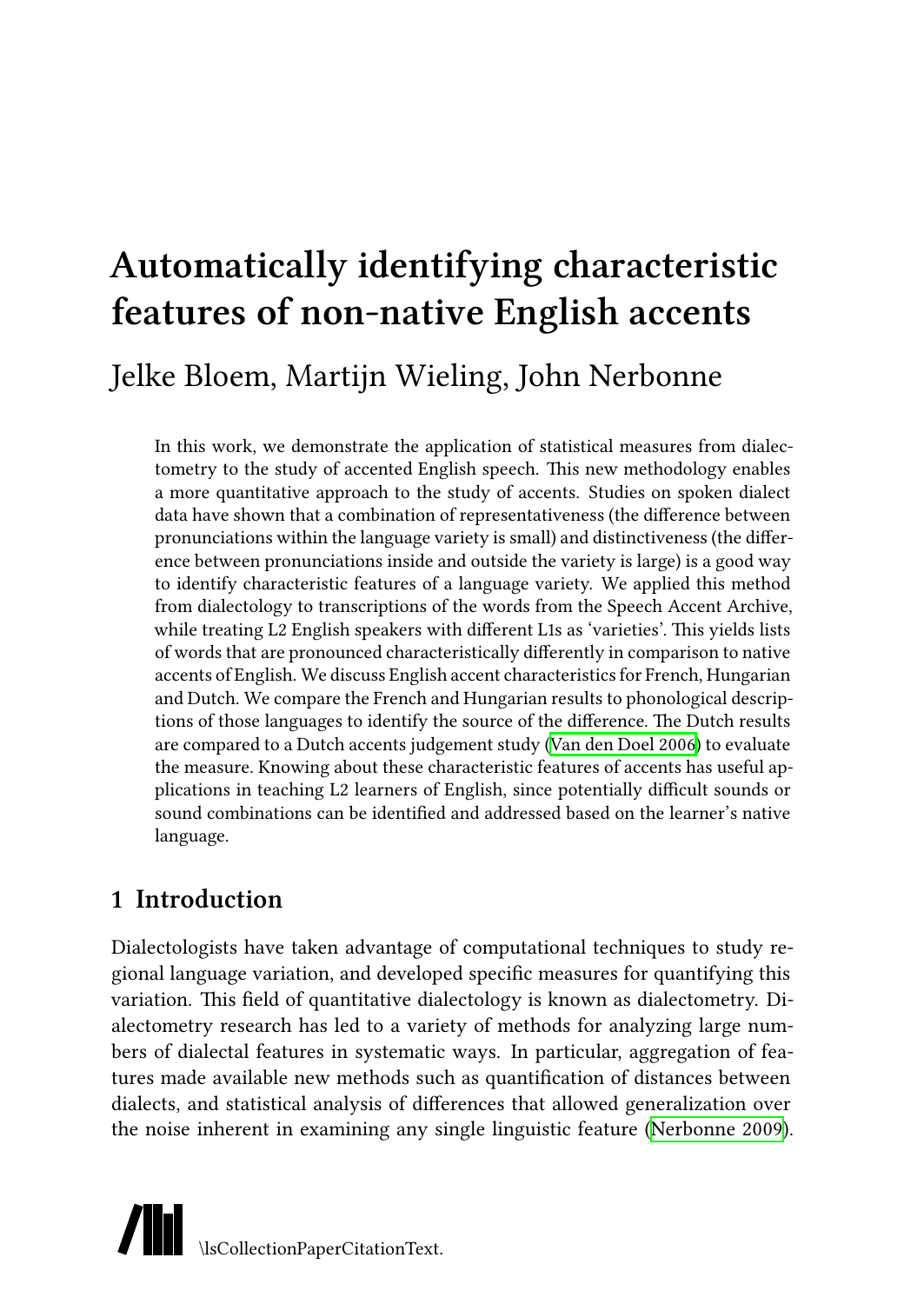# Automatically identifying characteristic features of non-native English accents

Jelke Bloem, Martijn Wieling, John Nerbonne

In this work, we demonstrate the application of statistical measures from dialectometry to the study of accented English speech. This new methodology enables a more quantitative approach to the study of accents. Studies on spoken dialect data have shown that a combination of representativeness (the difference between pronunciations within the language variety is small) and distinctiveness (the difference between pronunciations inside and outside the variety is large) is a good way to identify characteristic features of a language variety. We applied this method from dialectology to transcriptions of the words from the Speech Accent Archive, while treating L2 English speakers with different L1s as 'varieties'. This yields lists of words that are pronounced characteristically differently in comparison to native accents of English. We discuss English accent characteristics for French, Hungarian and Dutch. We compare the French and Hungarian results to phonological descriptions of those languages to identify the source of the difference. The Dutch results are compared to a Dutch accents judgement study (Van den Doel 2006) to evaluate the measure. Knowing about these characteristic features of accents has useful applications in teaching L2 learners of English, since potentially difficult sounds or sound combinations can be identified and addressed based on the learner's native language.

## 1 Introduction

Dialectologists have taken advantage of computational techniques to study regional language variation, and developed specific measures for quantifying this variation. This field of quantitative dialectology is known as dialectometry. Dialectometry research has led to a variety of methods for analyzing large numbers of dialectal features in systematic ways. In particular, aggregation of features made available new methods such as quantification of distances between dialects, and statistical analysis of differences that allowed generalization over the noise inherent in examining any single linguistic feature (Nerbonne 2009).

\lsCollectionPaperCitationText.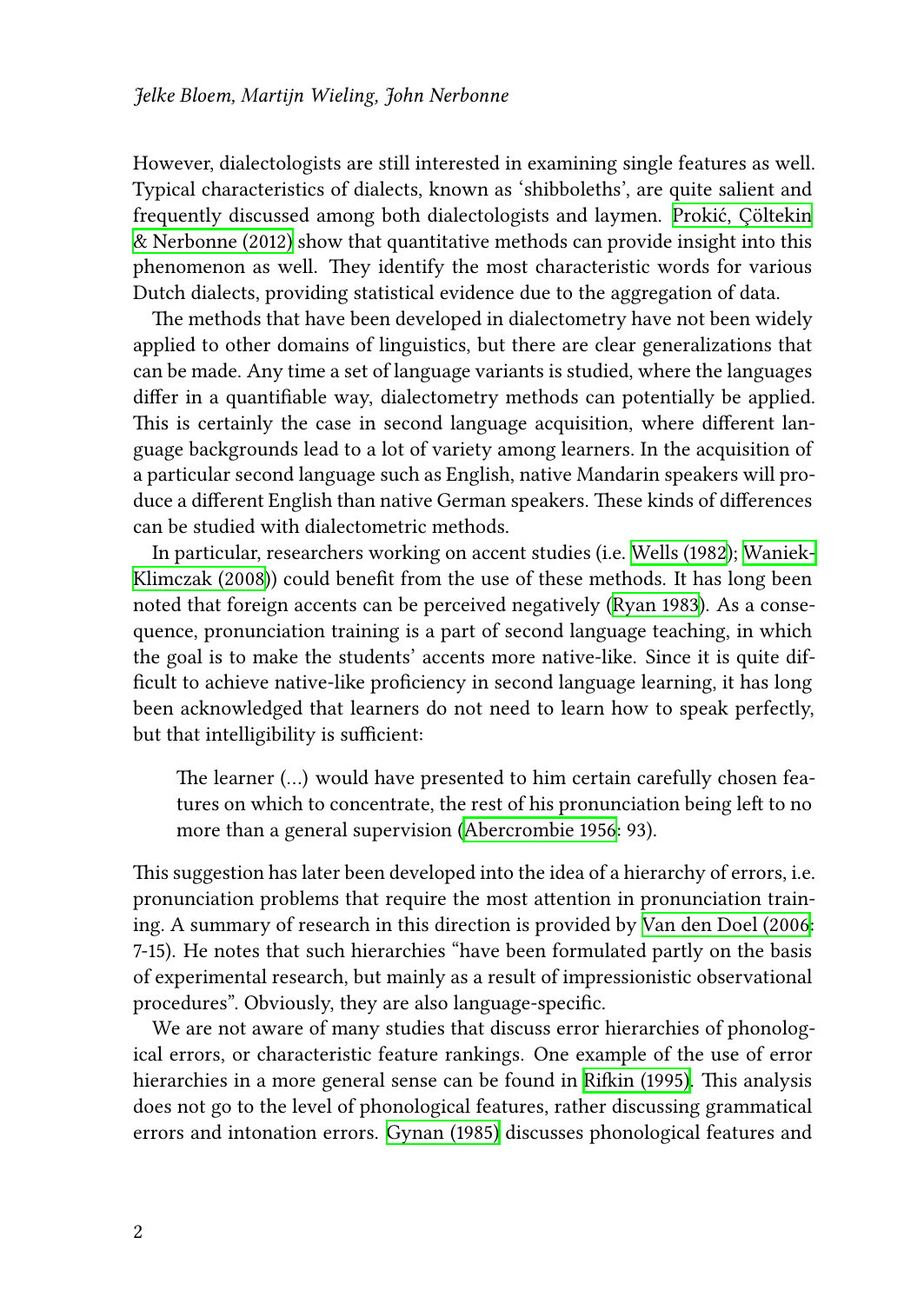However, dialectologists are still interested in examining single features as well. Typical characteristics of dialects, known as 'shibboleths', are quite salient and frequently discussed among both dialectologists and laymen. Prokić, Çöltekin & Nerbonne (2012) show that quantitative methods can provide insight into this phenomenon as well. They identify the most characteristic words for various Dutch dialects, providing statistical evidence due to the aggregation of data.

The methods that have been developed in dialectometry have not been widely applied to other domains of linguistics, but there are clear generalizations that can be made. Any time a set of language variants is studied, where the languages differ in a quantifiable way, dialectometry methods can potentially be applied. This is certainly the case in second language acquisition, where different language backgrounds lead to a lot of variety among learners. In the acquisition of a particular second language such as English, native Mandarin speakers will produce a different English than native German speakers. These kinds of differences can be studied with dialectometric methods.

In particular, researchers working on accent studies (i.e. Wells (1982); Waniek-Klimczak (2008)) could benefit from the use of these methods. It has long been noted that foreign accents can be perceived negatively (Ryan 1983). As a consequence, pronunciation training is a part of second language teaching, in which the goal is to make the students' accents more native-like. Since it is quite difficult to achieve native-like proficiency in second language learning, it has long been acknowledged that learners do not need to learn how to speak perfectly, but that intelligibility is sufficient:

> The learner (…) would have presented to him certain carefully chosen features on which to concentrate, the rest of his pronunciation being left to no more than a general supervision (Abercrombie 1956: 93).

This suggestion has later been developed into the idea of a hierarchy of errors, i.e. pronunciation problems that require the most attention in pronunciation training. A summary of research in this direction is provided by Van den Doel (2006: 7-15). He notes that such hierarchies "have been formulated partly on the basis of experimental research, but mainly as a result of impressionistic observational procedures". Obviously, they are also language-specific.

We are not aware of many studies that discuss error hierarchies of phonological errors, or characteristic feature rankings. One example of the use of error hierarchies in a more general sense can be found in Rifkin (1995). This analysis does not go to the level of phonological features, rather discussing grammatical errors and intonation errors. Gynan (1985) discusses phonological features and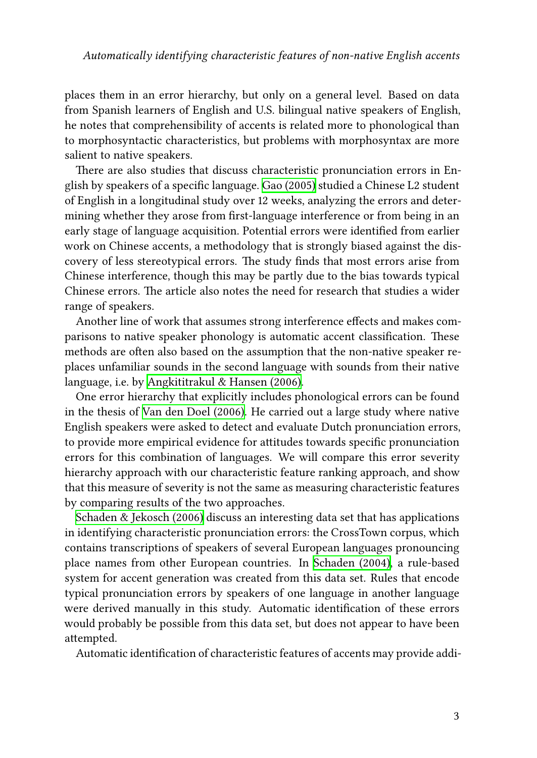places them in an error hierarchy, but only on a general level. Based on data from Spanish learners of English and U.S. bilingual native speakers of English, he notes that comprehensibility of accents is related more to phonological than to morphosyntactic characteristics, but problems with morphosyntax are more salient to native speakers.

There are also studies that discuss characteristic pronunciation errors in English by speakers of a specific language. Gao (2005) studied a Chinese L2 student of English in a longitudinal study over 12 weeks, analyzing the errors and determining whether they arose from first-language interference or from being in an early stage of language acquisition. Potential errors were identified from earlier work on Chinese accents, a methodology that is strongly biased against the discovery of less stereotypical errors. The study finds that most errors arise from Chinese interference, though this may be partly due to the bias towards typical Chinese errors. The article also notes the need for research that studies a wider range of speakers.

Another line of work that assumes strong interference effects and makes comparisons to native speaker phonology is automatic accent classification. These methods are often also based on the assumption that the non-native speaker replaces unfamiliar sounds in the second language with sounds from their native language, i.e. by Angkititrakul & Hansen (2006).

One error hierarchy that explicitly includes phonological errors can be found in the thesis of Van den Doel (2006). He carried out a large study where native English speakers were asked to detect and evaluate Dutch pronunciation errors, to provide more empirical evidence for attitudes towards specific pronunciation errors for this combination of languages. We will compare this error severity hierarchy approach with our characteristic feature ranking approach, and show that this measure of severity is not the same as measuring characteristic features by comparing results of the two approaches.

Schaden & Jekosch (2006) discuss an interesting data set that has applications in identifying characteristic pronunciation errors: the CrossTown corpus, which contains transcriptions of speakers of several European languages pronouncing place names from other European countries. In Schaden (2004), a rule-based system for accent generation was created from this data set. Rules that encode typical pronunciation errors by speakers of one language in another language were derived manually in this study. Automatic identification of these errors would probably be possible from this data set, but does not appear to have been attempted.

Automatic identification of characteristic features of accents may provide addi-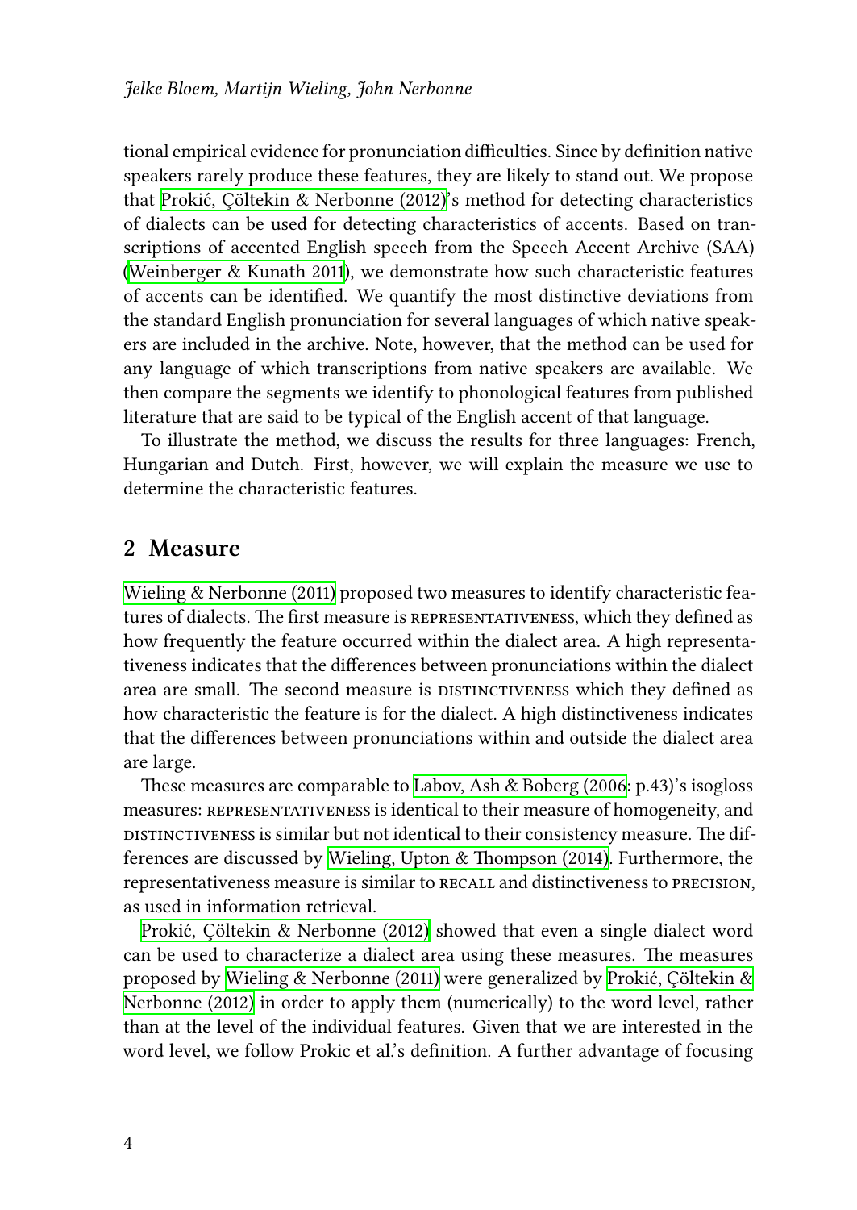tional empirical evidence for pronunciation difficulties. Since by definition native speakers rarely produce these features, they are likely to stand out. We propose that Prokić, Çöltekin & Nerbonne (2012)'s method for detecting characteristics of dialects can be used for detecting characteristics of accents. Based on transcriptions of accented English speech from the Speech Accent Archive (SAA) (Weinberger & Kunath 2011), we demonstrate how such characteristic features of accents can be identified. We quantify the most distinctive deviations from the standard English pronunciation for several languages of which native speakers are included in the archive. Note, however, that the method can be used for any language of which transcriptions from native speakers are available. We then compare the segments we identify to phonological features from published literature that are said to be typical of the English accent of that language.

To illustrate the method, we discuss the results for three languages: French, Hungarian and Dutch. First, however, we will explain the measure we use to determine the characteristic features.

## 2 Measure

Wieling & Nerbonne (2011) proposed two measures to identify characteristic features of dialects. The first measure is REPRESENTATIVENESS, which they defined as how frequently the feature occurred within the dialect area. A high representativeness indicates that the differences between pronunciations within the dialect area are small. The second measure is DISTINCTIVENESS which they defined as how characteristic the feature is for the dialect. A high distinctiveness indicates that the differences between pronunciations within and outside the dialect area are large.

These measures are comparable to Labov, Ash & Boberg (2006: p.43)'s isogloss measures: REPRESENTATIVENESS is identical to their measure of homogeneity, and DISTINCTIVENESS is similar but not identical to their consistency measure. The differences are discussed by Wieling, Upton & Thompson (2014). Furthermore, the representativeness measure is similar to RECALL and distinctiveness to PRECISION, as used in information retrieval.

Prokić, Çöltekin & Nerbonne (2012) showed that even a single dialect word can be used to characterize a dialect area using these measures. The measures proposed by Wieling & Nerbonne (2011) were generalized by Prokić, Çöltekin & Nerbonne (2012) in order to apply them (numerically) to the word level, rather than at the level of the individual features. Given that we are interested in the word level, we follow Prokic et al.'s definition. A further advantage of focusing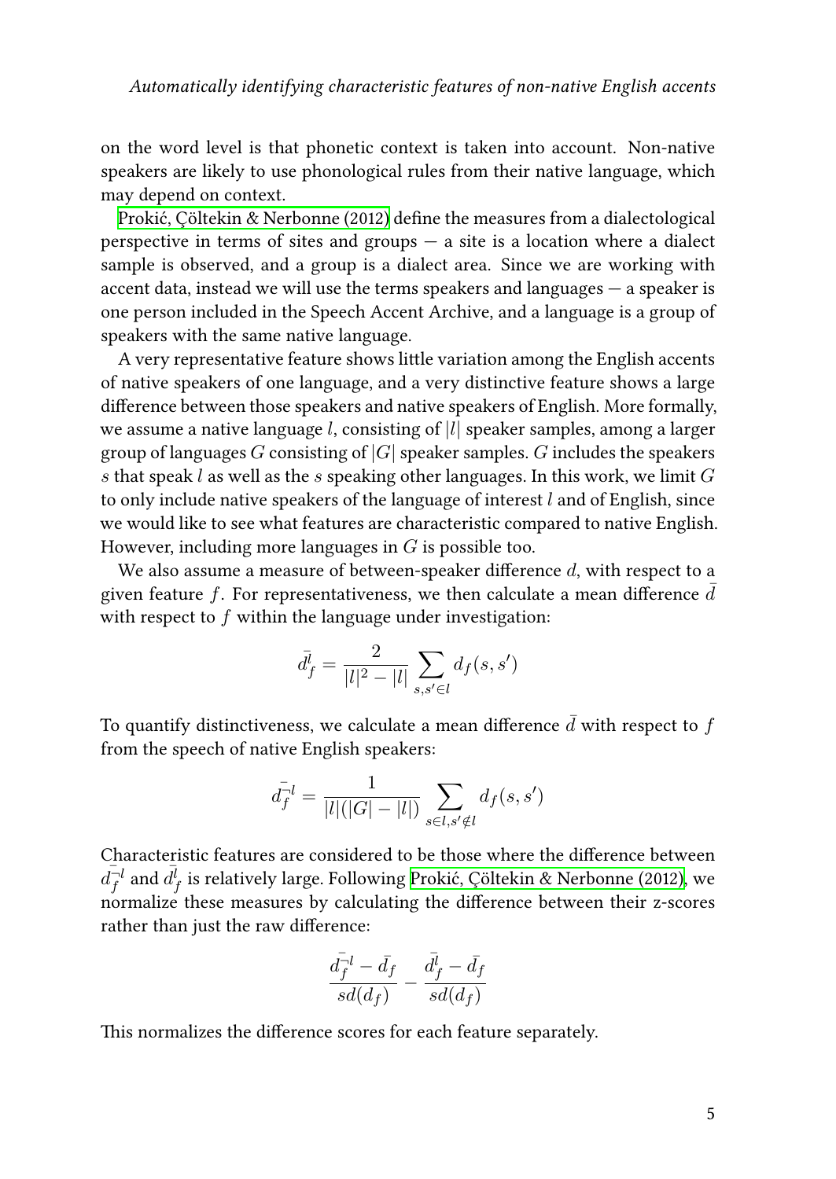on the word level is that phonetic context is taken into account. Non-native speakers are likely to use phonological rules from their native language, which may depend on context.

Prokić, Çöltekin & Nerbonne (2012) define the measures from a dialectological perspective in terms of sites and groups — a site is a location where a dialect sample is observed, and a group is a dialect area. Since we are working with accent data, instead we will use the terms speakers and languages — a speaker is one person included in the Speech Accent Archive, and a language is a group of speakers with the same native language.

A very representative feature shows little variation among the English accents of native speakers of one language, and a very distinctive feature shows a large difference between those speakers and native speakers of English. More formally, we assume a native language $l$, consisting of $|l|$ speaker samples, among a larger group of languages $G$ consisting of $|G|$ speaker samples. $G$ includes the speakers $s$ that speak $l$ as well as the $s$ speaking other languages. In this work, we limit $G$ to only include native speakers of the language of interest $l$ and of English, since we would like to see what features are characteristic compared to native English. However, including more languages in $G$ is possible too.

We also assume a measure of between-speaker difference $d$, with respect to a given feature $f$. For representativeness, we then calculate a mean difference $\bar{d}$ with respect to $f$ within the language under investigation:

$$\bar{d}_f^l = \frac{2}{|l|^2 - |l|} \sum_{s,s' \in l} d_f(s, s')$$

To quantify distinctiveness, we calculate a mean difference $\bar{d}$ with respect to $f$ from the speech of native English speakers:

$$\bar{d}_f^{\neg l} = \frac{1}{|l|(|G| - |l|)} \sum_{s \in l, s' \notin l} d_f(s, s')$$

Characteristic features are considered to be those where the difference between $\bar{d}_f^{\neg l}$ and $\bar{d}_f^l$ is relatively large. Following Prokić, Çöltekin & Nerbonne (2012), we normalize these measures by calculating the difference between their z-scores rather than just the raw difference:

$$\frac{\bar{d}_f^{\neg l} - \bar{d}_f}{sd(d_f)} - \frac{\bar{d}_f^l - \bar{d}_f}{sd(d_f)}$$

This normalizes the difference scores for each feature separately.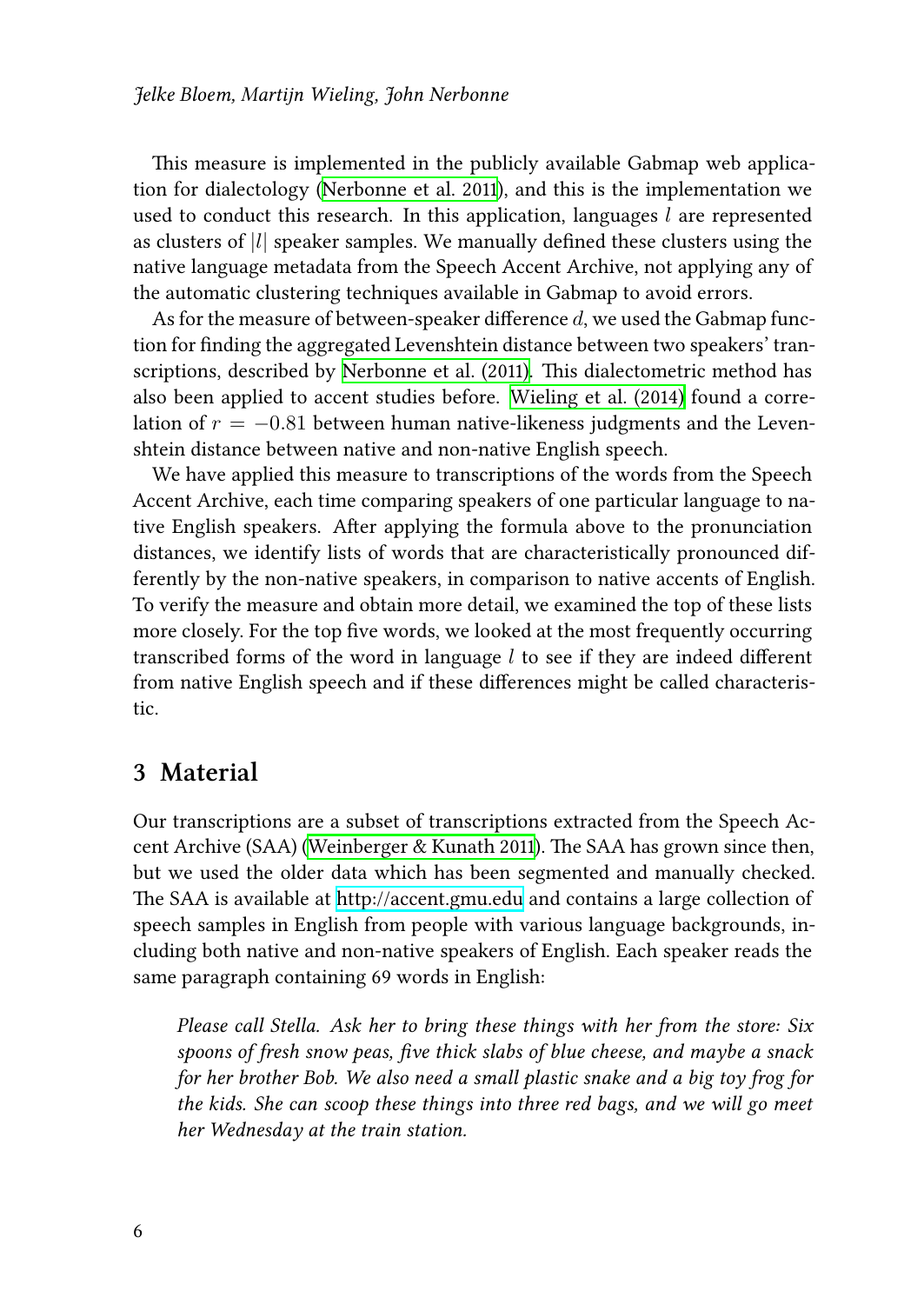This measure is implemented in the publicly available Gabmap web application for dialectology (Nerbonne et al. 2011), and this is the implementation we used to conduct this research. In this application, languages $l$ are represented as clusters of $|l|$ speaker samples. We manually defined these clusters using the native language metadata from the Speech Accent Archive, not applying any of the automatic clustering techniques available in Gabmap to avoid errors.

As for the measure of between-speaker difference $d$, we used the Gabmap function for finding the aggregated Levenshtein distance between two speakers' transcriptions, described by Nerbonne et al. (2011). This dialectometric method has also been applied to accent studies before. Wieling et al. (2014) found a correlation of $r = -0.81$ between human native-likeness judgments and the Levenshtein distance between native and non-native English speech.

We have applied this measure to transcriptions of the words from the Speech Accent Archive, each time comparing speakers of one particular language to native English speakers. After applying the formula above to the pronunciation distances, we identify lists of words that are characteristically pronounced differently by the non-native speakers, in comparison to native accents of English. To verify the measure and obtain more detail, we examined the top of these lists more closely. For the top five words, we looked at the most frequently occurring transcribed forms of the word in language $l$ to see if they are indeed different from native English speech and if these differences might be called characteristic.

## 3 Material

Our transcriptions are a subset of transcriptions extracted from the Speech Accent Archive (SAA) (Weinberger & Kunath 2011). The SAA has grown since then, but we used the older data which has been segmented and manually checked. The SAA is available at http://accent.gmu.edu and contains a large collection of speech samples in English from people with various language backgrounds, including both native and non-native speakers of English. Each speaker reads the same paragraph containing 69 words in English:

> *Please call Stella. Ask her to bring these things with her from the store: Six spoons of fresh snow peas, five thick slabs of blue cheese, and maybe a snack for her brother Bob. We also need a small plastic snake and a big toy frog for the kids. She can scoop these things into three red bags, and we will go meet her Wednesday at the train station.*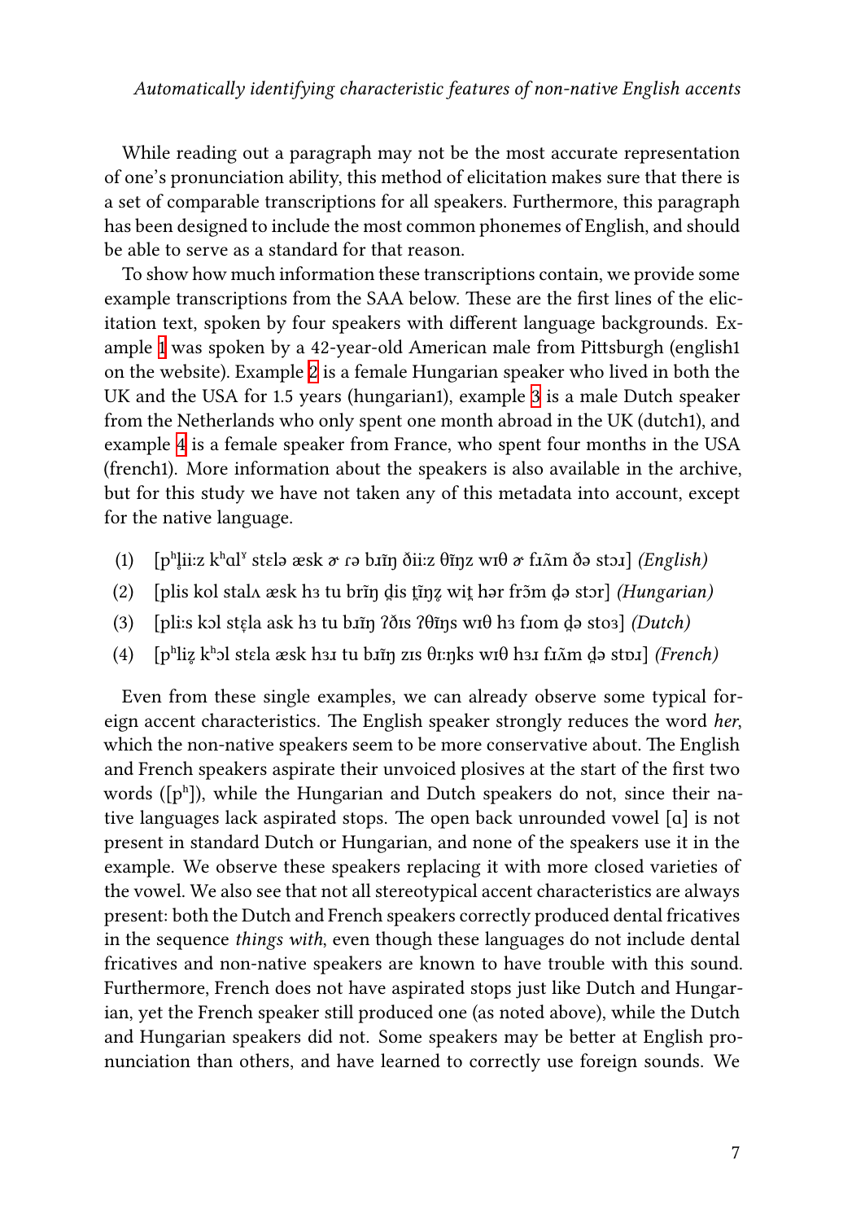While reading out a paragraph may not be the most accurate representation of one's pronunciation ability, this method of elicitation makes sure that there is a set of comparable transcriptions for all speakers. Furthermore, this paragraph has been designed to include the most common phonemes of English, and should be able to serve as a standard for that reason.

To show how much information these transcriptions contain, we provide some example transcriptions from the SAA below. These are the first lines of the elicitation text, spoken by four speakers with different language backgrounds. Example 1 was spoken by a 42-year-old American male from Pittsburgh (english1 on the website). Example 2 is a female Hungarian speaker who lived in both the UK and the USA for 1.5 years (hungarian1), example 3 is a male Dutch speaker from the Netherlands who only spent one month abroad in the UK (dutch1), and example 4 is a female speaker from France, who spent four months in the USA (french1). More information about the speakers is also available in the archive, but for this study we have not taken any of this metadata into account, except for the native language.

(1) [pʰl̥iiːz kʰɑlˠ stɛlə æsk ɚ ɾə bɹĩŋ ðiiːz θĩŋz wɪθ ɚ fɹʌ̃m ðə stɔɹ] *(English)*

(2) [plis kol stalʌ æsk hɜ tu brĩŋ d̪is t̪ĩŋz̥ wit̪ hər frɔ̃m d̪ə stɔr] *(Hungarian)*

(3) [pliːs kɔl stɛ̝la ask hɜ tu bɹĩŋ ʔðɪs ʔθĩŋs wɪθ hɜ fɹom d̪ə stoɜ] *(Dutch)*

(4) [pʰliz̥ kʰɔl stɛla æsk hɜɹ tu bɹĩŋ zɪs θɪːŋks wɪθ hɜɹ fɹʌ̃m d̪ə stɒɹ] *(French)*

Even from these single examples, we can already observe some typical foreign accent characteristics. The English speaker strongly reduces the word *her*, which the non-native speakers seem to be more conservative about. The English and French speakers aspirate their unvoiced plosives at the start of the first two words ([pʰ]), while the Hungarian and Dutch speakers do not, since their native languages lack aspirated stops. The open back unrounded vowel [ɑ] is not present in standard Dutch or Hungarian, and none of the speakers use it in the example. We observe these speakers replacing it with more closed varieties of the vowel. We also see that not all stereotypical accent characteristics are always present: both the Dutch and French speakers correctly produced dental fricatives in the sequence *things with*, even though these languages do not include dental fricatives and non-native speakers are known to have trouble with this sound. Furthermore, French does not have aspirated stops just like Dutch and Hungarian, yet the French speaker still produced one (as noted above), while the Dutch and Hungarian speakers did not. Some speakers may be better at English pronunciation than others, and have learned to correctly use foreign sounds. We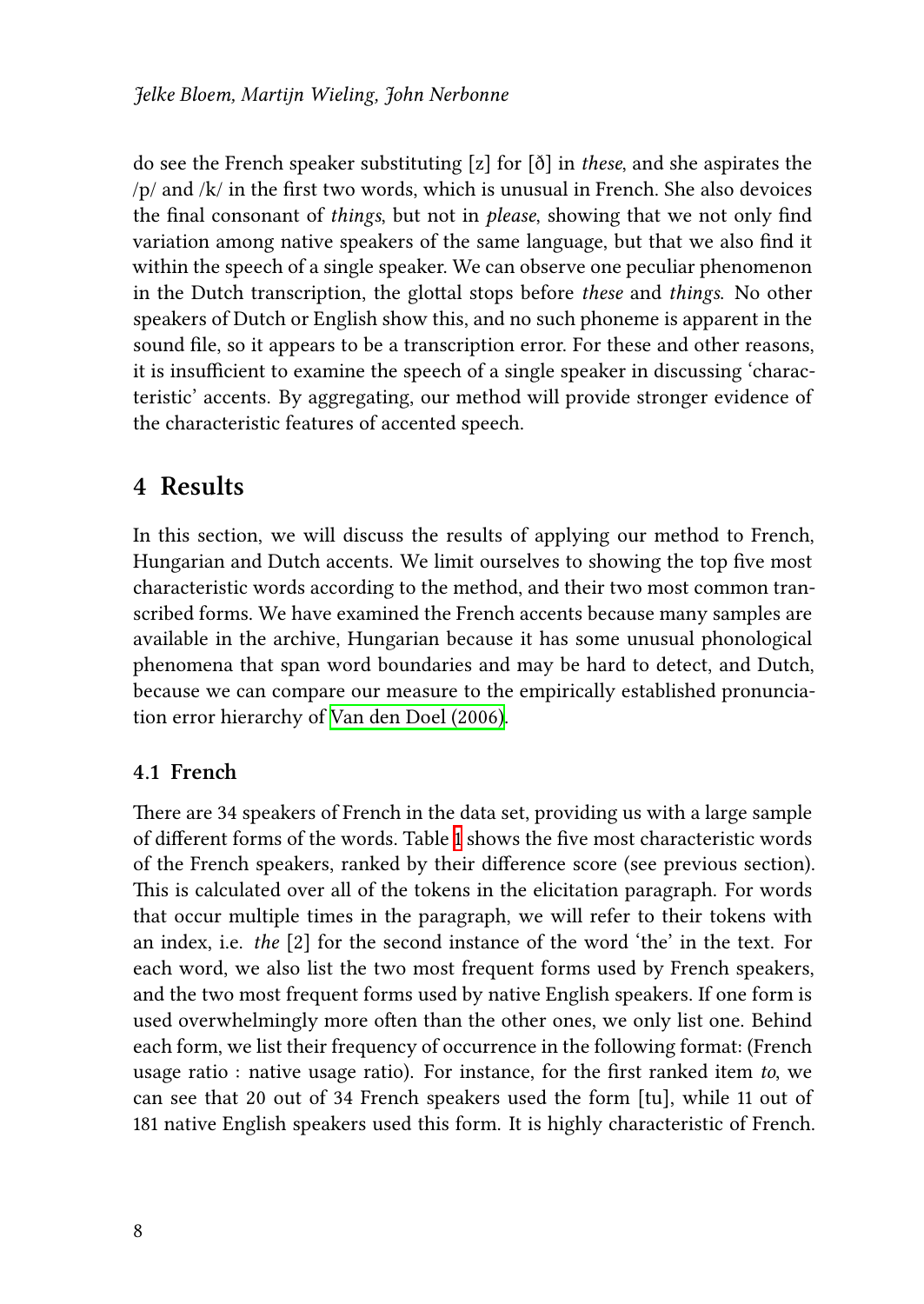do see the French speaker substituting [z] for [ð] in *these*, and she aspirates the /p/ and /k/ in the first two words, which is unusual in French. She also devoices the final consonant of *things*, but not in *please*, showing that we not only find variation among native speakers of the same language, but that we also find it within the speech of a single speaker. We can observe one peculiar phenomenon in the Dutch transcription, the glottal stops before *these* and *things*. No other speakers of Dutch or English show this, and no such phoneme is apparent in the sound file, so it appears to be a transcription error. For these and other reasons, it is insufficient to examine the speech of a single speaker in discussing 'characteristic' accents. By aggregating, our method will provide stronger evidence of the characteristic features of accented speech.

# 4 Results

In this section, we will discuss the results of applying our method to French, Hungarian and Dutch accents. We limit ourselves to showing the top five most characteristic words according to the method, and their two most common transcribed forms. We have examined the French accents because many samples are available in the archive, Hungarian because it has some unusual phonological phenomena that span word boundaries and may be hard to detect, and Dutch, because we can compare our measure to the empirically established pronunciation error hierarchy of Van den Doel (2006).

## 4.1 French

There are 34 speakers of French in the data set, providing us with a large sample of different forms of the words. Table 1 shows the five most characteristic words of the French speakers, ranked by their difference score (see previous section). This is calculated over all of the tokens in the elicitation paragraph. For words that occur multiple times in the paragraph, we will refer to their tokens with an index, i.e. *the* [2] for the second instance of the word 'the' in the text. For each word, we also list the two most frequent forms used by French speakers, and the two most frequent forms used by native English speakers. If one form is used overwhelmingly more often than the other ones, we only list one. Behind each form, we list their frequency of occurrence in the following format: (French usage ratio : native usage ratio). For instance, for the first ranked item *to*, we can see that 20 out of 34 French speakers used the form [tu], while 11 out of 181 native English speakers used this form. It is highly characteristic of French.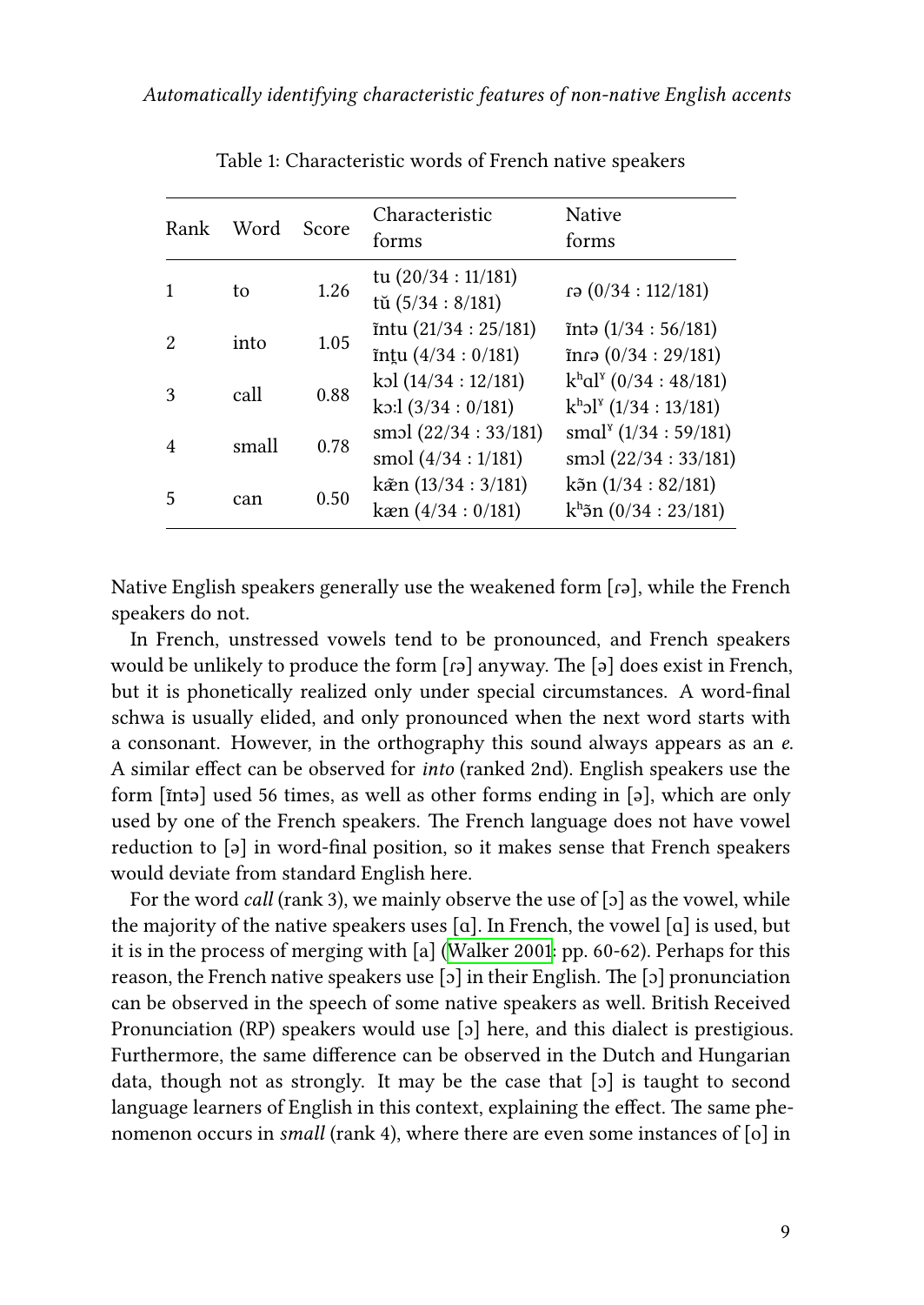Table 1: Characteristic words of French native speakers

| Rank | Word | Score | Characteristic forms | Native forms |
|---|---|---|---|---|
| 1 | to | 1.26 | tu (20/34 : 11/181)<br>tŭ (5/34 : 8/181) | ɾə (0/34 : 112/181) |
| 2 | into | 1.05 | ĭntu (21/34 : 25/181)<br>ĭnt̪u (4/34 : 0/181) | ĭntə (1/34 : 56/181)<br>ĭnɾə (0/34 : 29/181) |
| 3 | call | 0.88 | kɔl (14/34 : 12/181)<br>kɔːl (3/34 : 0/181) | kʰɑlˠ (0/34 : 48/181)<br>kʰɔlˠ (1/34 : 13/181) |
| 4 | small | 0.78 | smɔl (22/34 : 33/181)<br>smol (4/34 : 1/181) | smɑlˠ (1/34 : 59/181)<br>smɔl (22/34 : 33/181) |
| 5 | can | 0.50 | kæ̆n (13/34 : 3/181)<br>kæn (4/34 : 0/181) | kə̃n (1/34 : 82/181)<br>kʰə̃n (0/34 : 23/181) |

Native English speakers generally use the weakened form [ɾə], while the French speakers do not.

In French, unstressed vowels tend to be pronounced, and French speakers would be unlikely to produce the form [ɾə] anyway. The [ə] does exist in French, but it is phonetically realized only under special circumstances. A word-final schwa is usually elided, and only pronounced when the next word starts with a consonant. However, in the orthography this sound always appears as an *e*. A similar effect can be observed for *into* (ranked 2nd). English speakers use the form [ĭntə] used 56 times, as well as other forms ending in [ə], which are only used by one of the French speakers. The French language does not have vowel reduction to [ə] in word-final position, so it makes sense that French speakers would deviate from standard English here.

For the word *call* (rank 3), we mainly observe the use of [ɔ] as the vowel, while the majority of the native speakers uses [ɑ]. In French, the vowel [ɑ] is used, but it is in the process of merging with [a] (Walker 2001: pp. 60-62). Perhaps for this reason, the French native speakers use [ɔ] in their English. The [ɔ] pronunciation can be observed in the speech of some native speakers as well. British Received Pronunciation (RP) speakers would use [ɔ] here, and this dialect is prestigious. Furthermore, the same difference can be observed in the Dutch and Hungarian data, though not as strongly. It may be the case that [ɔ] is taught to second language learners of English in this context, explaining the effect. The same phenomenon occurs in *small* (rank 4), where there are even some instances of [o] in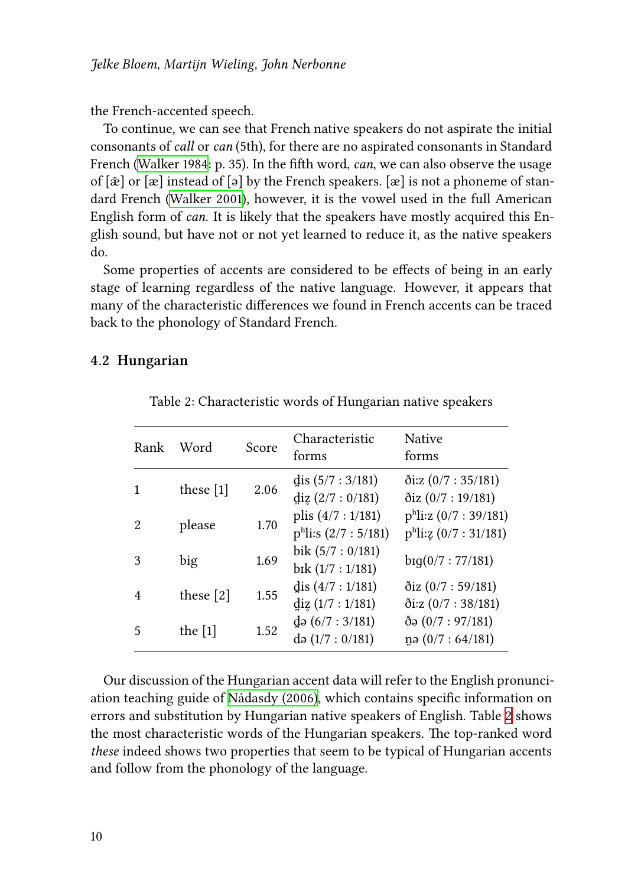the French-accented speech.

To continue, we can see that French native speakers do not aspirate the initial consonants of *call* or *can* (5th), for there are no aspirated consonants in Standard French (Walker 1984: p. 35). In the fifth word, *can*, we can also observe the usage of [æ̃] or [æ] instead of [ə] by the French speakers. [æ] is not a phoneme of standard French (Walker 2001), however, it is the vowel used in the full American English form of *can*. It is likely that the speakers have mostly acquired this English sound, but have not or not yet learned to reduce it, as the native speakers do.

Some properties of accents are considered to be effects of being in an early stage of learning regardless of the native language. However, it appears that many of the characteristic differences we found in French accents can be traced back to the phonology of Standard French.

### 4.2 Hungarian

Table 2: Characteristic words of Hungarian native speakers

| Rank | Word | Score | Characteristic forms | Native forms |
|---|---|---|---|---|
| 1 | these [1] | 2.06 | d̪is (5/7 : 3/181)<br>d̪iz̥ (2/7 : 0/181) | ðiːz (0/7 : 35/181)<br>ðiz (0/7 : 19/181) |
| 2 | please | 1.70 | plis (4/7 : 1/181)<br>pʰliːs (2/7 : 5/181) | pʰliːz (0/7 : 39/181)<br>pʰliːz̥ (0/7 : 31/181) |
| 3 | big | 1.69 | bik (5/7 : 0/181)<br>bɪk (1/7 : 1/181) | bɪg(0/7 : 77/181) |
| 4 | these [2] | 1.55 | d̪is (4/7 : 1/181)<br>d̪iz̥ (1/7 : 1/181) | ðiz (0/7 : 59/181)<br>ðiːz (0/7 : 38/181) |
| 5 | the [1] | 1.52 | d̪ə (6/7 : 3/181)<br>də (1/7 : 0/181) | ðə (0/7 : 97/181)<br>n̪ə (0/7 : 64/181) |

Our discussion of the Hungarian accent data will refer to the English pronunciation teaching guide of Nádasdy (2006), which contains specific information on errors and substitution by Hungarian native speakers of English. Table 2 shows the most characteristic words of the Hungarian speakers. The top-ranked word *these* indeed shows two properties that seem to be typical of Hungarian accents and follow from the phonology of the language.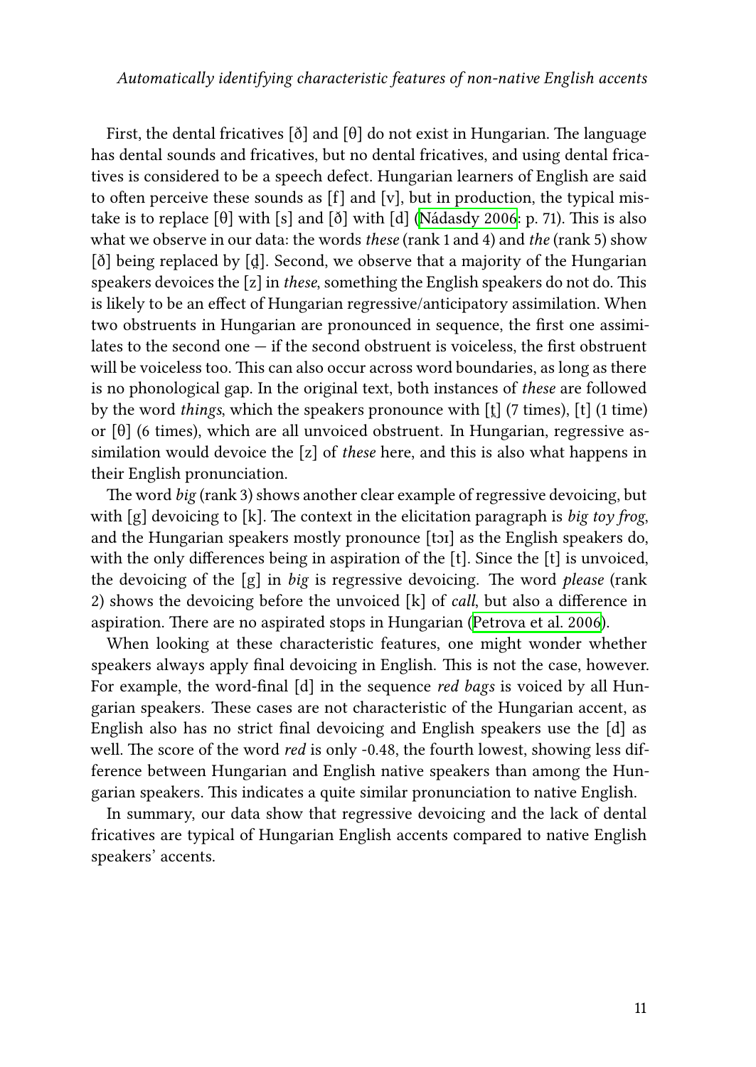First, the dental fricatives [ð] and [θ] do not exist in Hungarian. The language has dental sounds and fricatives, but no dental fricatives, and using dental fricatives is considered to be a speech defect. Hungarian learners of English are said to often perceive these sounds as [f] and [v], but in production, the typical mistake is to replace [θ] with [s] and [ð] with [d] (Nádasdy 2006: p. 71). This is also what we observe in our data: the words *these* (rank 1 and 4) and *the* (rank 5) show [ð] being replaced by [d̪]. Second, we observe that a majority of the Hungarian speakers devoices the [z] in *these*, something the English speakers do not do. This is likely to be an effect of Hungarian regressive/anticipatory assimilation. When two obstruents in Hungarian are pronounced in sequence, the first one assimilates to the second one – if the second obstruent is voiceless, the first obstruent will be voiceless too. This can also occur across word boundaries, as long as there is no phonological gap. In the original text, both instances of *these* are followed by the word *things*, which the speakers pronounce with [t̪] (7 times), [t] (1 time) or [θ] (6 times), which are all unvoiced obstruent. In Hungarian, regressive assimilation would devoice the [z] of *these* here, and this is also what happens in their English pronunciation.

The word *big* (rank 3) shows another clear example of regressive devoicing, but with [g] devoicing to [k]. The context in the elicitation paragraph is *big toy frog*, and the Hungarian speakers mostly pronounce [tɔɪ] as the English speakers do, with the only differences being in aspiration of the [t]. Since the [t] is unvoiced, the devoicing of the [g] in *big* is regressive devoicing. The word *please* (rank 2) shows the devoicing before the unvoiced [k] of *call*, but also a difference in aspiration. There are no aspirated stops in Hungarian (Petrova et al. 2006).

When looking at these characteristic features, one might wonder whether speakers always apply final devoicing in English. This is not the case, however. For example, the word-final [d] in the sequence *red bags* is voiced by all Hungarian speakers. These cases are not characteristic of the Hungarian accent, as English also has no strict final devoicing and English speakers use the [d] as well. The score of the word *red* is only -0.48, the fourth lowest, showing less difference between Hungarian and English native speakers than among the Hungarian speakers. This indicates a quite similar pronunciation to native English.

In summary, our data show that regressive devoicing and the lack of dental fricatives are typical of Hungarian English accents compared to native English speakers' accents.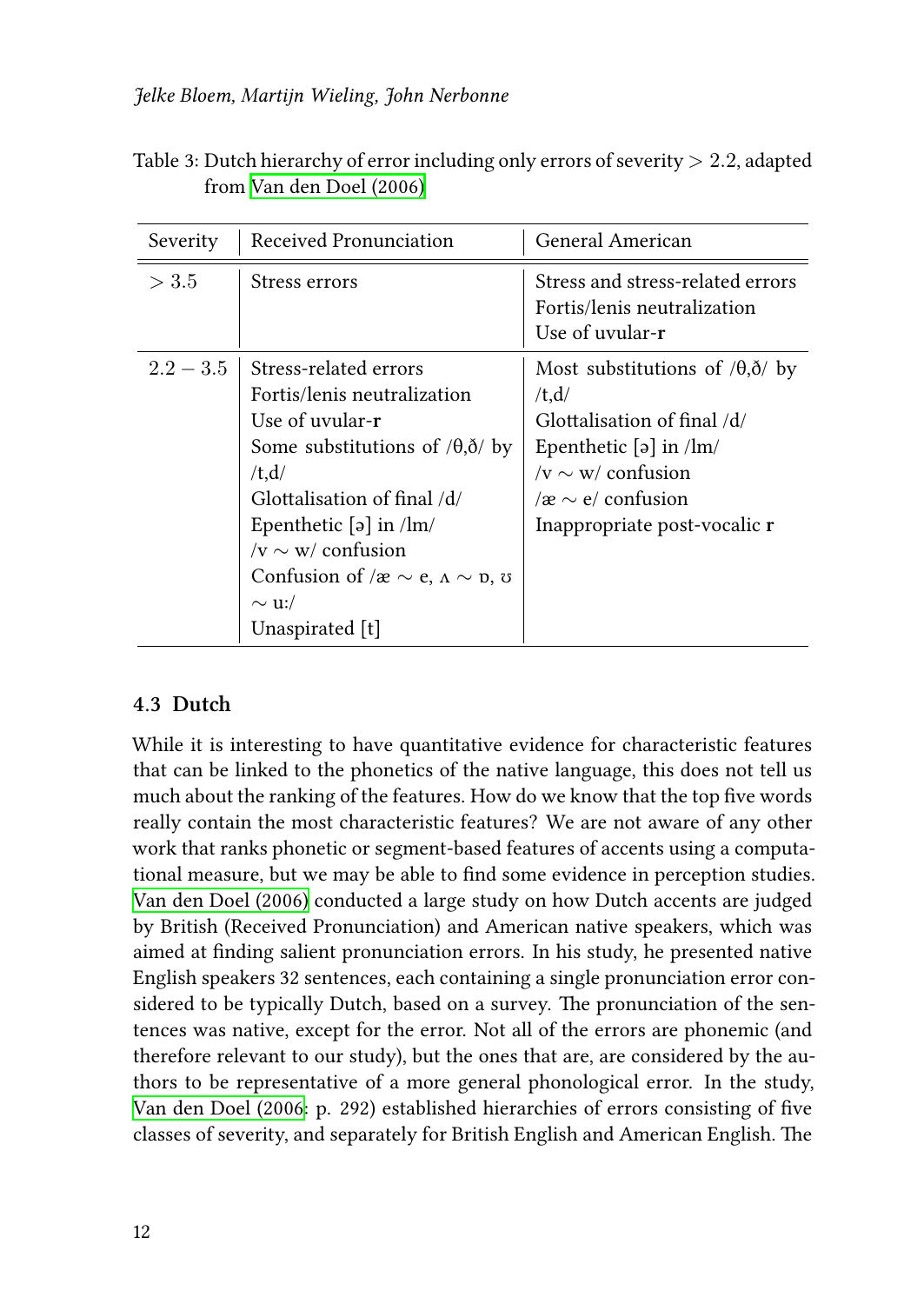Table 3: Dutch hierarchy of error including only errors of severity $> 2.2$, adapted from Van den Doel (2006)

| Severity | Received Pronunciation | General American |
|---|---|---|
| $> 3.5$ | Stress errors | Stress and stress-related errors<br>Fortis/lenis neutralization<br>Use of uvular-**r** |
| $2.2 - 3.5$ | Stress-related errors<br>Fortis/lenis neutralization<br>Use of uvular-**r**<br>Some substitutions of /θ,ð/ by /t,d/<br>Glottalisation of final /d/<br>Epenthetic [ə] in /lm/<br>/v ∼ w/ confusion<br>Confusion of /æ ∼ e, ʌ ∼ ɒ, ʊ ∼ uː/<br>Unaspirated [t] | Most substitutions of /θ,ð/ by /t,d/<br>Glottalisation of final /d/<br>Epenthetic [ə] in /lm/<br>/v ∼ w/ confusion<br>/æ ∼ e/ confusion<br>Inappropriate post-vocalic **r** |

## 4.3 Dutch

While it is interesting to have quantitative evidence for characteristic features that can be linked to the phonetics of the native language, this does not tell us much about the ranking of the features. How do we know that the top five words really contain the most characteristic features? We are not aware of any other work that ranks phonetic or segment-based features of accents using a computational measure, but we may be able to find some evidence in perception studies. Van den Doel (2006) conducted a large study on how Dutch accents are judged by British (Received Pronunciation) and American native speakers, which was aimed at finding salient pronunciation errors. In his study, he presented native English speakers 32 sentences, each containing a single pronunciation error considered to be typically Dutch, based on a survey. The pronunciation of the sentences was native, except for the error. Not all of the errors are phonemic (and therefore relevant to our study), but the ones that are, are considered by the authors to be representative of a more general phonological error. In the study, Van den Doel (2006: p. 292) established hierarchies of errors consisting of five classes of severity, and separately for British English and American English. The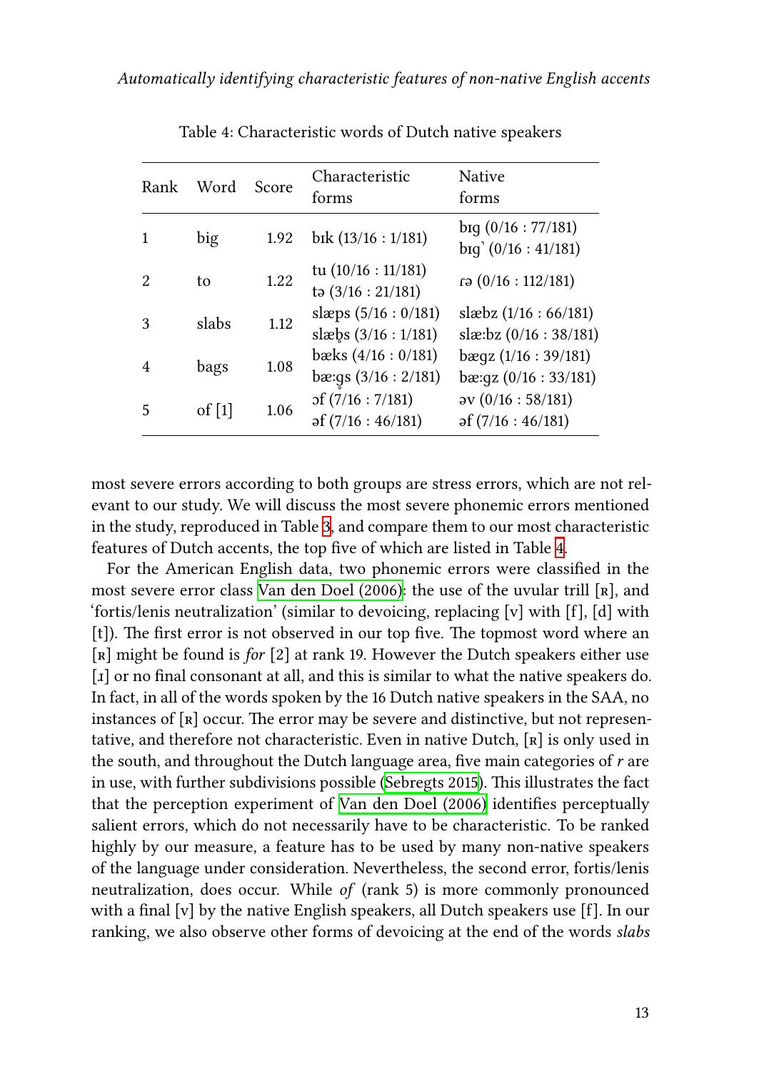Table 4: Characteristic words of Dutch native speakers

| Rank | Word | Score | Characteristic forms | Native forms |
|---|---|---|---|---|
| 1 | big | 1.92 | bɪk (13/16 : 1/181) | bɪg (0/16 : 77/181)<br>bɪg̚ (0/16 : 41/181) |
| 2 | to | 1.22 | tu (10/16 : 11/181)<br>tə (3/16 : 21/181) | ɾə (0/16 : 112/181) |
| 3 | slabs | 1.12 | slæps (5/16 : 0/181)<br>slæb̥s (3/16 : 1/181) | slæbz (1/16 : 66/181)<br>slæːbz (0/16 : 38/181) |
| 4 | bags | 1.08 | bæks (4/16 : 0/181)<br>bæːg̊s (3/16 : 2/181) | bægz (1/16 : 39/181)<br>bæːgz (0/16 : 33/181) |
| 5 | of [1] | 1.06 | ɔf (7/16 : 7/181)<br>əf (7/16 : 46/181) | əv (0/16 : 58/181)<br>əf (7/16 : 46/181) |

most severe errors according to both groups are stress errors, which are not relevant to our study. We will discuss the most severe phonemic errors mentioned in the study, reproduced in Table 3, and compare them to our most characteristic features of Dutch accents, the top five of which are listed in Table 4.

For the American English data, two phonemic errors were classified in the most severe error class Van den Doel (2006): the use of the uvular trill [ʀ], and 'fortis/lenis neutralization' (similar to devoicing, replacing [v] with [f], [d] with [t]). The first error is not observed in our top five. The topmost word where an [ʀ] might be found is *for* [2] at rank 19. However the Dutch speakers either use [ɹ] or no final consonant at all, and this is similar to what the native speakers do. In fact, in all of the words spoken by the 16 Dutch native speakers in the SAA, no instances of [ʀ] occur. The error may be severe and distinctive, but not representative, and therefore not characteristic. Even in native Dutch, [ʀ] is only used in the south, and throughout the Dutch language area, five main categories of *r* are in use, with further subdivisions possible (Sebregts 2015). This illustrates the fact that the perception experiment of Van den Doel (2006) identifies perceptually salient errors, which do not necessarily have to be characteristic. To be ranked highly by our measure, a feature has to be used by many non-native speakers of the language under consideration. Nevertheless, the second error, fortis/lenis neutralization, does occur. While *of* (rank 5) is more commonly pronounced with a final [v] by the native English speakers, all Dutch speakers use [f]. In our ranking, we also observe other forms of devoicing at the end of the words *slabs*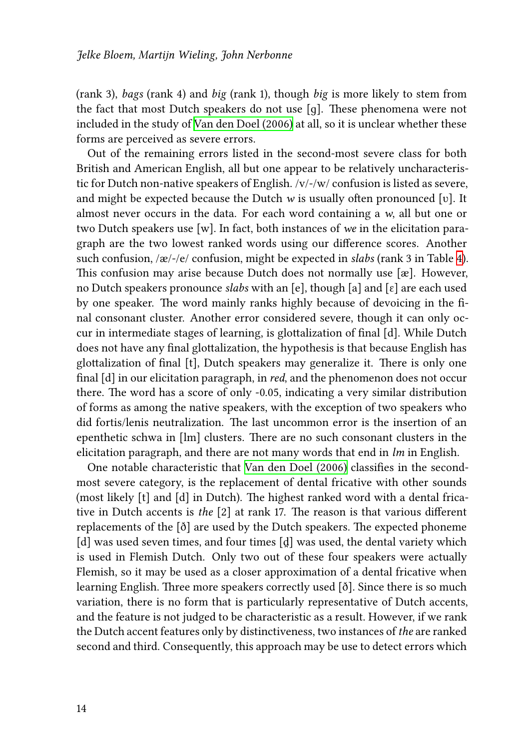(rank 3), *bags* (rank 4) and *big* (rank 1), though *big* is more likely to stem from the fact that most Dutch speakers do not use [g]. These phenomena were not included in the study of Van den Doel (2006) at all, so it is unclear whether these forms are perceived as severe errors.

Out of the remaining errors listed in the second-most severe class for both British and American English, all but one appear to be relatively uncharacteristic for Dutch non-native speakers of English. /v/-/w/ confusion is listed as severe, and might be expected because the Dutch *w* is usually often pronounced [ʋ]. It almost never occurs in the data. For each word containing a *w*, all but one or two Dutch speakers use [w]. In fact, both instances of *we* in the elicitation paragraph are the two lowest ranked words using our difference scores. Another such confusion, /æ/-/e/ confusion, might be expected in *slabs* (rank 3 in Table 4). This confusion may arise because Dutch does not normally use [æ]. However, no Dutch speakers pronounce *slabs* with an [e], though [a] and [ɛ] are each used by one speaker. The word mainly ranks highly because of devoicing in the final consonant cluster. Another error considered severe, though it can only occur in intermediate stages of learning, is glottalization of final [d]. While Dutch does not have any final glottalization, the hypothesis is that because English has glottalization of final [t], Dutch speakers may generalize it. There is only one final [d] in our elicitation paragraph, in *red*, and the phenomenon does not occur there. The word has a score of only -0.05, indicating a very similar distribution of forms as among the native speakers, with the exception of two speakers who did fortis/lenis neutralization. The last uncommon error is the insertion of an epenthetic schwa in [lm] clusters. There are no such consonant clusters in the elicitation paragraph, and there are not many words that end in *lm* in English.

One notable characteristic that Van den Doel (2006) classifies in the second-most severe category, is the replacement of dental fricative with other sounds (most likely [t] and [d] in Dutch). The highest ranked word with a dental fricative in Dutch accents is *the* [2] at rank 17. The reason is that various different replacements of the [ð] are used by the Dutch speakers. The expected phoneme [d] was used seven times, and four times [d̪] was used, the dental variety which is used in Flemish Dutch. Only two out of these four speakers were actually Flemish, so it may be used as a closer approximation of a dental fricative when learning English. Three more speakers correctly used [ð]. Since there is so much variation, there is no form that is particularly representative of Dutch accents, and the feature is not judged to be characteristic as a result. However, if we rank the Dutch accent features only by distinctiveness, two instances of *the* are ranked second and third. Consequently, this approach may be use to detect errors which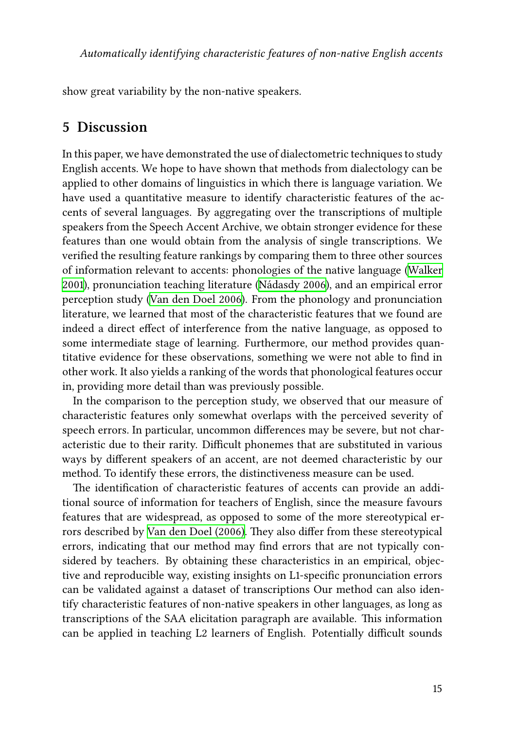show great variability by the non-native speakers.

## 5 Discussion

In this paper, we have demonstrated the use of dialectometric techniques to study English accents. We hope to have shown that methods from dialectology can be applied to other domains of linguistics in which there is language variation. We have used a quantitative measure to identify characteristic features of the accents of several languages. By aggregating over the transcriptions of multiple speakers from the Speech Accent Archive, we obtain stronger evidence for these features than one would obtain from the analysis of single transcriptions. We verified the resulting feature rankings by comparing them to three other sources of information relevant to accents: phonologies of the native language (Walker 2001), pronunciation teaching literature (Nádasdy 2006), and an empirical error perception study (Van den Doel 2006). From the phonology and pronunciation literature, we learned that most of the characteristic features that we found are indeed a direct effect of interference from the native language, as opposed to some intermediate stage of learning. Furthermore, our method provides quantitative evidence for these observations, something we were not able to find in other work. It also yields a ranking of the words that phonological features occur in, providing more detail than was previously possible.

In the comparison to the perception study, we observed that our measure of characteristic features only somewhat overlaps with the perceived severity of speech errors. In particular, uncommon differences may be severe, but not characteristic due to their rarity. Difficult phonemes that are substituted in various ways by different speakers of an accent, are not deemed characteristic by our method. To identify these errors, the distinctiveness measure can be used.

The identification of characteristic features of accents can provide an additional source of information for teachers of English, since the measure favours features that are widespread, as opposed to some of the more stereotypical errors described by Van den Doel (2006). They also differ from these stereotypical errors, indicating that our method may find errors that are not typically considered by teachers. By obtaining these characteristics in an empirical, objective and reproducible way, existing insights on L1-specific pronunciation errors can be validated against a dataset of transcriptions Our method can also identify characteristic features of non-native speakers in other languages, as long as transcriptions of the SAA elicitation paragraph are available. This information can be applied in teaching L2 learners of English. Potentially difficult sounds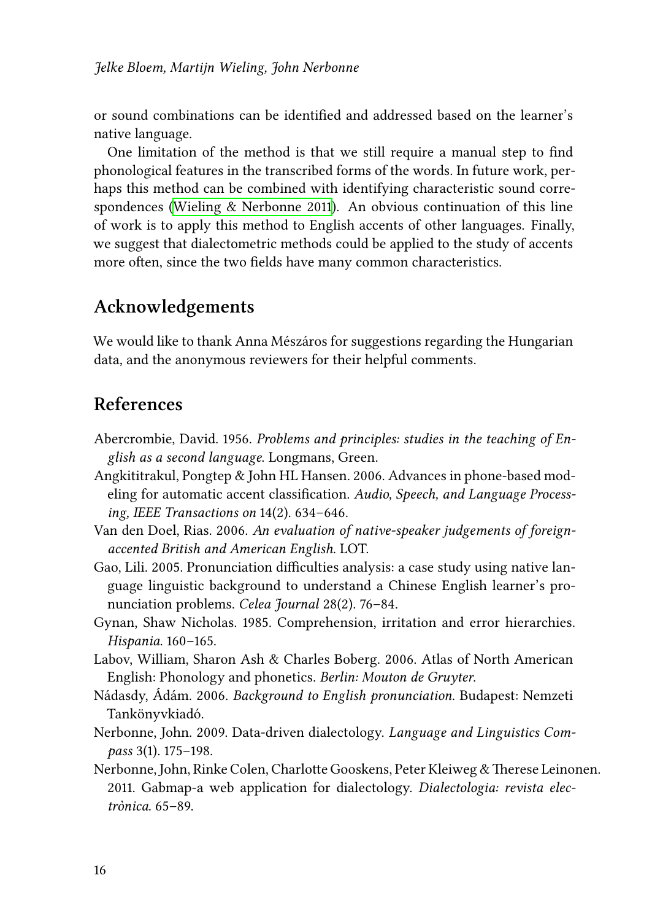or sound combinations can be identified and addressed based on the learner's native language.

One limitation of the method is that we still require a manual step to find phonological features in the transcribed forms of the words. In future work, perhaps this method can be combined with identifying characteristic sound correspondences (Wieling & Nerbonne 2011). An obvious continuation of this line of work is to apply this method to English accents of other languages. Finally, we suggest that dialectometric methods could be applied to the study of accents more often, since the two fields have many common characteristics.

## Acknowledgements

We would like to thank Anna Mészáros for suggestions regarding the Hungarian data, and the anonymous reviewers for their helpful comments.

## References

Abercrombie, David. 1956. *Problems and principles: studies in the teaching of English as a second language*. Longmans, Green.

Angkititrakul, Pongtep & John HL Hansen. 2006. Advances in phone-based modeling for automatic accent classification. *Audio, Speech, and Language Processing, IEEE Transactions on* 14(2). 634–646.

Van den Doel, Rias. 2006. *An evaluation of native-speaker judgements of foreign-accented British and American English*. LOT.

Gao, Lili. 2005. Pronunciation difficulties analysis: a case study using native language linguistic background to understand a Chinese English learner's pronunciation problems. *Celea Journal* 28(2). 76–84.

Gynan, Shaw Nicholas. 1985. Comprehension, irritation and error hierarchies. *Hispania*. 160–165.

Labov, William, Sharon Ash & Charles Boberg. 2006. Atlas of North American English: Phonology and phonetics. *Berlin: Mouton de Gruyter*.

Nádasdy, Ádám. 2006. *Background to English pronunciation*. Budapest: Nemzeti Tankönyvkiadó.

Nerbonne, John. 2009. Data-driven dialectology. *Language and Linguistics Compass* 3(1). 175–198.

Nerbonne, John, Rinke Colen, Charlotte Gooskens, Peter Kleiweg & Therese Leinonen. 2011. Gabmap-a web application for dialectology. *Dialectologia: revista electrònica*. 65–89.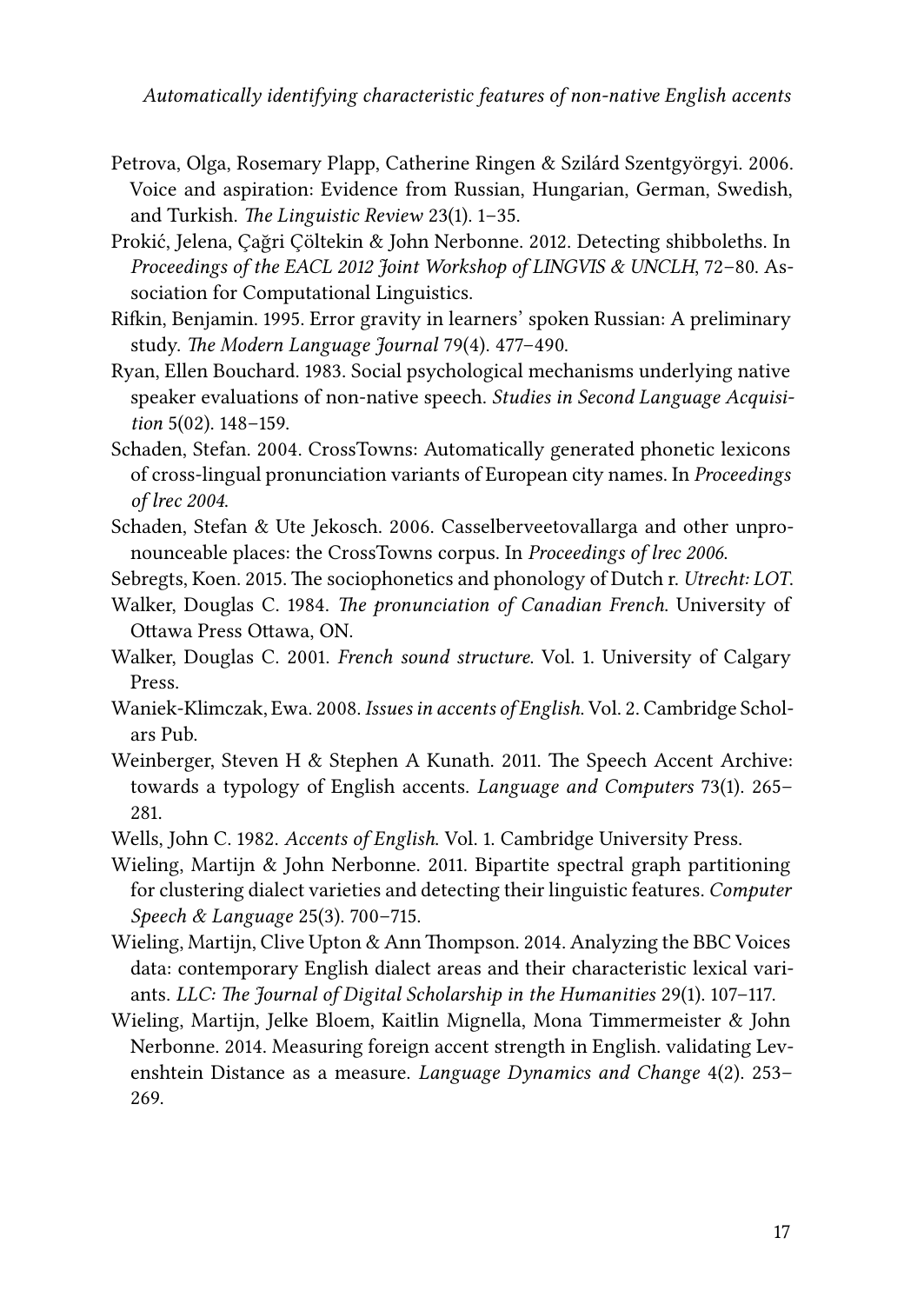Petrova, Olga, Rosemary Plapp, Catherine Ringen & Szilárd Szentgyörgyi. 2006. Voice and aspiration: Evidence from Russian, Hungarian, German, Swedish, and Turkish. *The Linguistic Review* 23(1). 1–35.

Prokić, Jelena, Çağri Çöltekin & John Nerbonne. 2012. Detecting shibboleths. In *Proceedings of the EACL 2012 Joint Workshop of LINGVIS & UNCLH*, 72–80. Association for Computational Linguistics.

Rifkin, Benjamin. 1995. Error gravity in learners' spoken Russian: A preliminary study. *The Modern Language Journal* 79(4). 477–490.

Ryan, Ellen Bouchard. 1983. Social psychological mechanisms underlying native speaker evaluations of non-native speech. *Studies in Second Language Acquisition* 5(02). 148–159.

Schaden, Stefan. 2004. CrossTowns: Automatically generated phonetic lexicons of cross-lingual pronunciation variants of European city names. In *Proceedings of lrec 2004*.

Schaden, Stefan & Ute Jekosch. 2006. Casselberveetovallarga and other unpronounceable places: the CrossTowns corpus. In *Proceedings of lrec 2006*.

Sebregts, Koen. 2015. The sociophonetics and phonology of Dutch r. *Utrecht: LOT*.

Walker, Douglas C. 1984. *The pronunciation of Canadian French*. University of Ottawa Press Ottawa, ON.

Walker, Douglas C. 2001. *French sound structure*. Vol. 1. University of Calgary Press.

Waniek-Klimczak, Ewa. 2008. *Issues in accents of English*. Vol. 2. Cambridge Scholars Pub.

Weinberger, Steven H & Stephen A Kunath. 2011. The Speech Accent Archive: towards a typology of English accents. *Language and Computers* 73(1). 265–281.

Wells, John C. 1982. *Accents of English*. Vol. 1. Cambridge University Press.

Wieling, Martijn & John Nerbonne. 2011. Bipartite spectral graph partitioning for clustering dialect varieties and detecting their linguistic features. *Computer Speech & Language* 25(3). 700–715.

Wieling, Martijn, Clive Upton & Ann Thompson. 2014. Analyzing the BBC Voices data: contemporary English dialect areas and their characteristic lexical variants. *LLC: The Journal of Digital Scholarship in the Humanities* 29(1). 107–117.

Wieling, Martijn, Jelke Bloem, Kaitlin Mignella, Mona Timmermeister & John Nerbonne. 2014. Measuring foreign accent strength in English. validating Levenshtein Distance as a measure. *Language Dynamics and Change* 4(2). 253–269.